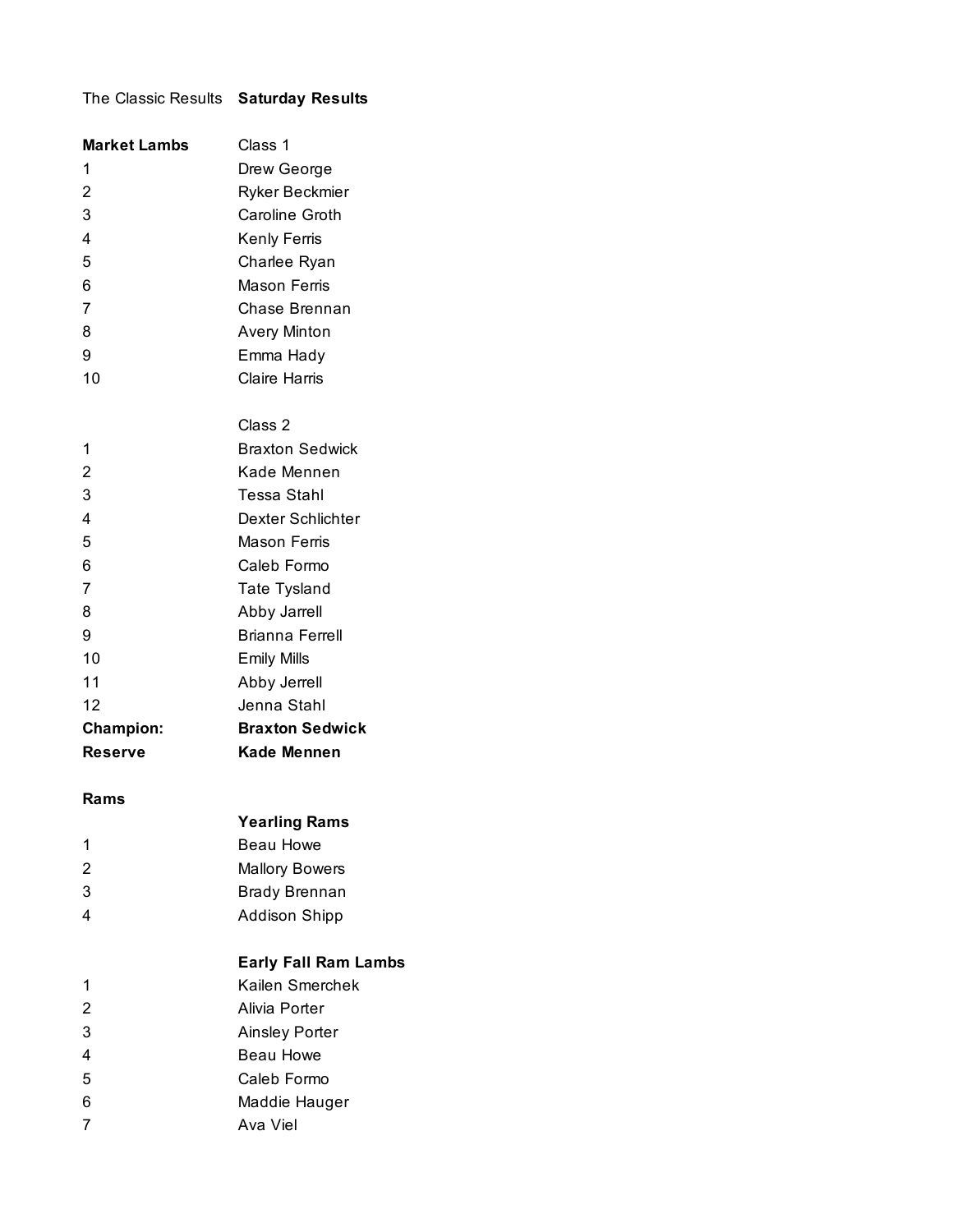The Classic Results **Saturday Results**

| **Market Lambs** | Class 1 |
|---|---|
| 1 | Drew George |
| 2 | Ryker Beckmier |
| 3 | Caroline Groth |
| 4 | Kenly Ferris |
| 5 | Charlee Ryan |
| 6 | Mason Ferris |
| 7 | Chase Brennan |
| 8 | Avery Minton |
| 9 | Emma Hady |
| 10 | Claire Harris |
| | |
| | Class 2 |
| 1 | Braxton Sedwick |
| 2 | Kade Mennen |
| 3 | Tessa Stahl |
| 4 | Dexter Schlichter |
| 5 | Mason Ferris |
| 6 | Caleb Formo |
| 7 | Tate Tysland |
| 8 | Abby Jarrell |
| 9 | Brianna Ferrell |
| 10 | Emily Mills |
| 11 | Abby Jerrell |
| 12 | Jenna Stahl |
| **Champion:** | **Braxton Sedwick** |
| **Reserve** | **Kade Mennen** |

**Rams**

| | **Yearling Rams** |
|---|---|
| 1 | Beau Howe |
| 2 | Mallory Bowers |
| 3 | Brady Brennan |
| 4 | Addison Shipp |
| | |
| | **Early Fall Ram Lambs** |
| 1 | Kailen Smerchek |
| 2 | Alivia Porter |
| 3 | Ainsley Porter |
| 4 | Beau Howe |
| 5 | Caleb Formo |
| 6 | Maddie Hauger |
| 7 | Ava Viel |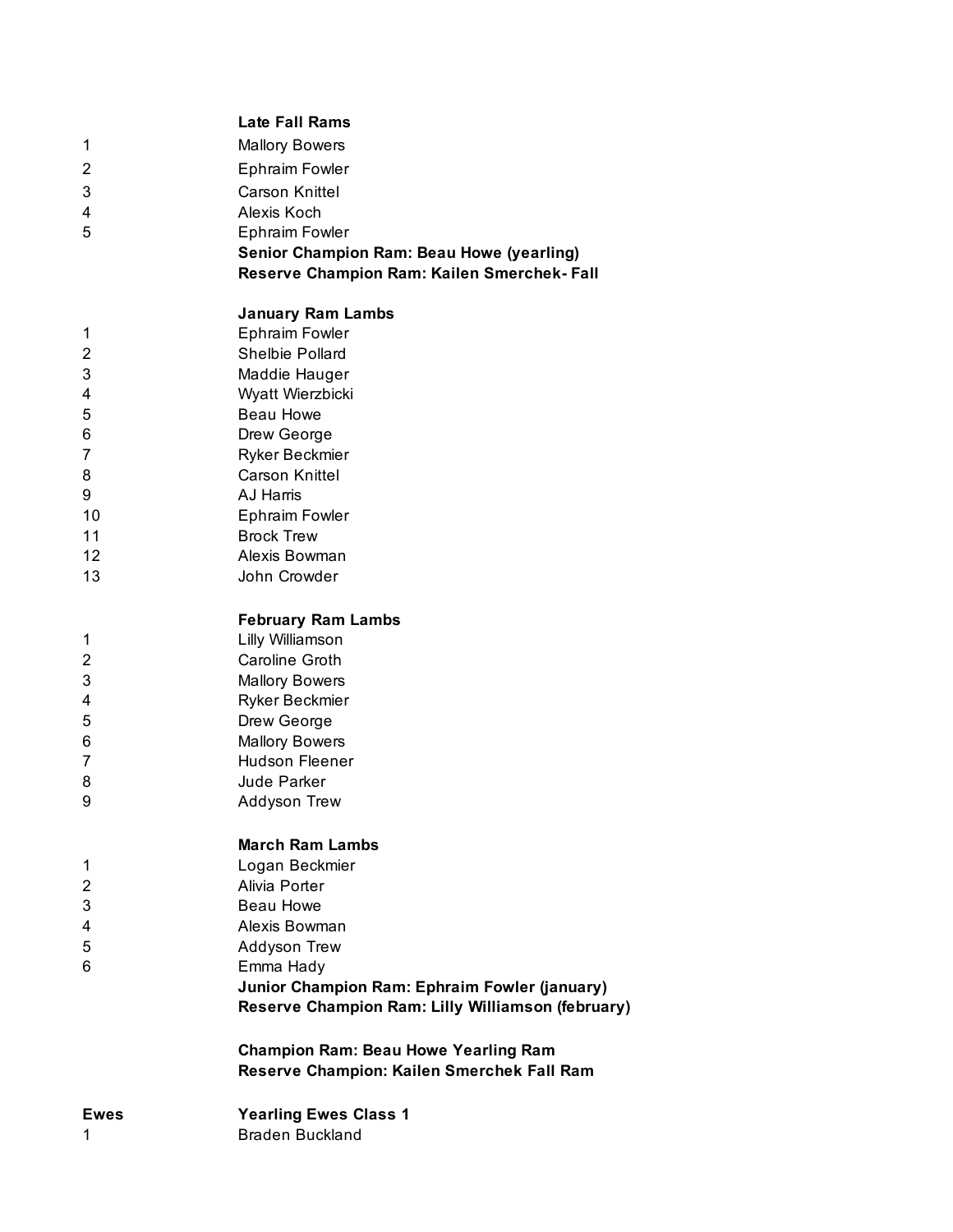**Late Fall Rams**

| | |
|---|---|
| 1 | Mallory Bowers |
| 2 | Ephraim Fowler |
| 3 | Carson Knittel |
| 4 | Alexis Koch |
| 5 | Ephraim Fowler |

**Senior Champion Ram: Beau Howe (yearling)**
**Reserve Champion Ram: Kailen Smerchek- Fall**

**January Ram Lambs**

| | |
|---|---|
| 1 | Ephraim Fowler |
| 2 | Shelbie Pollard |
| 3 | Maddie Hauger |
| 4 | Wyatt Wierzbicki |
| 5 | Beau Howe |
| 6 | Drew George |
| 7 | Ryker Beckmier |
| 8 | Carson Knittel |
| 9 | AJ Harris |
| 10 | Ephraim Fowler |
| 11 | Brock Trew |
| 12 | Alexis Bowman |
| 13 | John Crowder |

**February Ram Lambs**

| | |
|---|---|
| 1 | Lilly Williamson |
| 2 | Caroline Groth |
| 3 | Mallory Bowers |
| 4 | Ryker Beckmier |
| 5 | Drew George |
| 6 | Mallory Bowers |
| 7 | Hudson Fleener |
| 8 | Jude Parker |
| 9 | Addyson Trew |

**March Ram Lambs**

| | |
|---|---|
| 1 | Logan Beckmier |
| 2 | Alivia Porter |
| 3 | Beau Howe |
| 4 | Alexis Bowman |
| 5 | Addyson Trew |
| 6 | Emma Hady |

**Junior Champion Ram: Ephraim Fowler (january)**
**Reserve Champion Ram: Lilly Williamson (february)**

**Champion Ram: Beau Howe Yearling Ram**
**Reserve Champion: Kailen Smerchek Fall Ram**

**Ewes** **Yearling Ewes Class 1**

| | |
|---|---|
| 1 | Braden Buckland |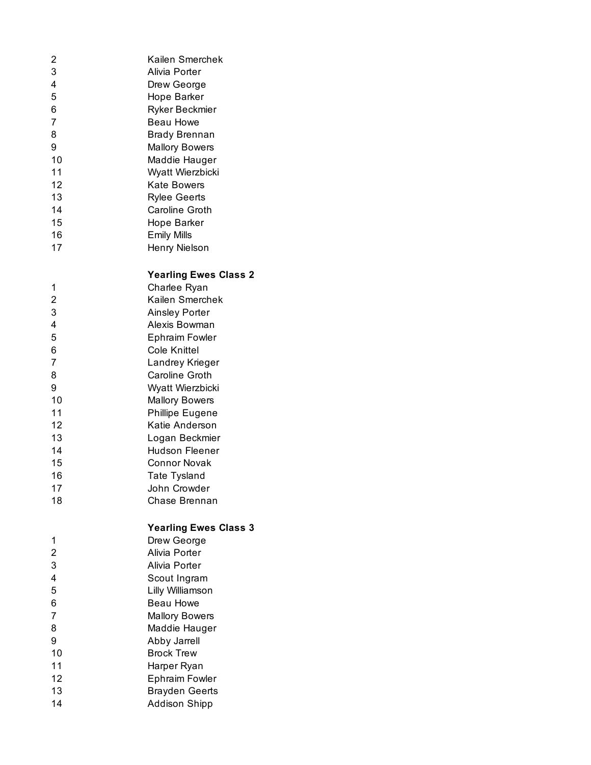| | |
|---|---|
| 2 | Kailen Smerchek |
| 3 | Alivia Porter |
| 4 | Drew George |
| 5 | Hope Barker |
| 6 | Ryker Beckmier |
| 7 | Beau Howe |
| 8 | Brady Brennan |
| 9 | Mallory Bowers |
| 10 | Maddie Hauger |
| 11 | Wyatt Wierzbicki |
| 12 | Kate Bowers |
| 13 | Rylee Geerts |
| 14 | Caroline Groth |
| 15 | Hope Barker |
| 16 | Emily Mills |
| 17 | Henry Nielson |

**Yearling Ewes Class 2**

| | |
|---|---|
| 1 | Charlee Ryan |
| 2 | Kailen Smerchek |
| 3 | Ainsley Porter |
| 4 | Alexis Bowman |
| 5 | Ephraim Fowler |
| 6 | Cole Knittel |
| 7 | Landrey Krieger |
| 8 | Caroline Groth |
| 9 | Wyatt Wierzbicki |
| 10 | Mallory Bowers |
| 11 | Phillipe Eugene |
| 12 | Katie Anderson |
| 13 | Logan Beckmier |
| 14 | Hudson Fleener |
| 15 | Connor Novak |
| 16 | Tate Tysland |
| 17 | John Crowder |
| 18 | Chase Brennan |

**Yearling Ewes Class 3**

| | |
|---|---|
| 1 | Drew George |
| 2 | Alivia Porter |
| 3 | Alivia Porter |
| 4 | Scout Ingram |
| 5 | Lilly Williamson |
| 6 | Beau Howe |
| 7 | Mallory Bowers |
| 8 | Maddie Hauger |
| 9 | Abby Jarrell |
| 10 | Brock Trew |
| 11 | Harper Ryan |
| 12 | Ephraim Fowler |
| 13 | Brayden Geerts |
| 14 | Addison Shipp |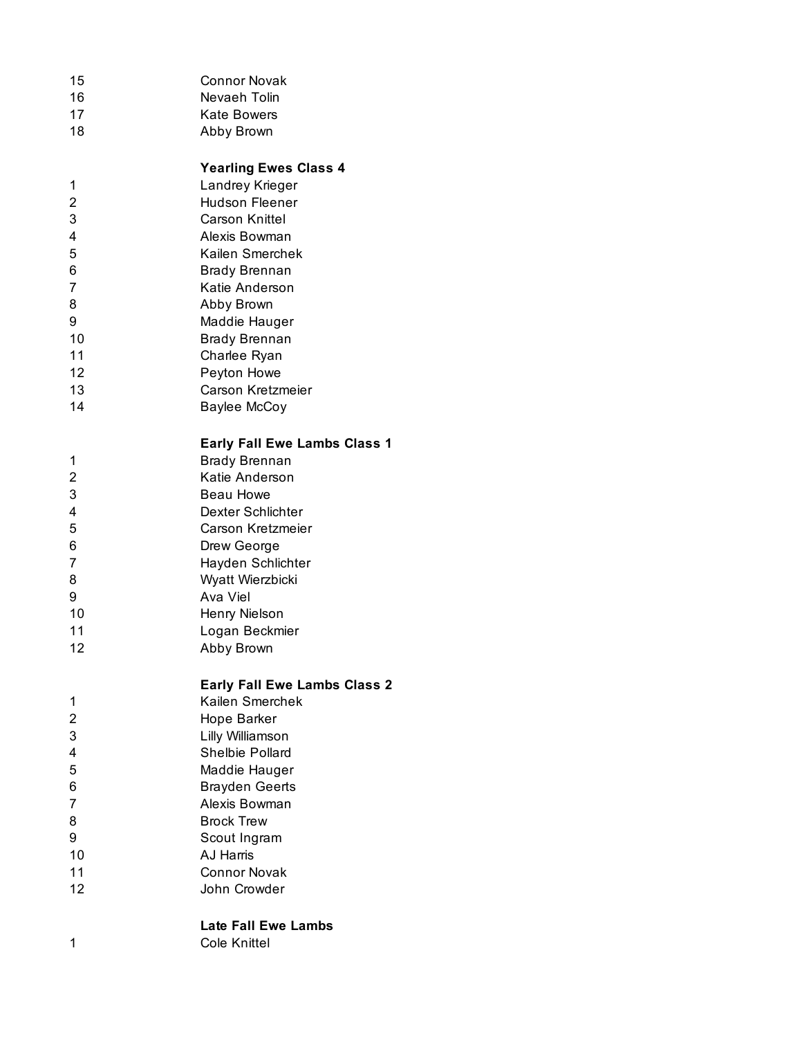| | |
|---|---|
| 15 | Connor Novak |
| 16 | Nevaeh Tolin |
| 17 | Kate Bowers |
| 18 | Abby Brown |

**Yearling Ewes Class 4**

| | |
|---|---|
| 1 | Landrey Krieger |
| 2 | Hudson Fleener |
| 3 | Carson Knittel |
| 4 | Alexis Bowman |
| 5 | Kailen Smerchek |
| 6 | Brady Brennan |
| 7 | Katie Anderson |
| 8 | Abby Brown |
| 9 | Maddie Hauger |
| 10 | Brady Brennan |
| 11 | Charlee Ryan |
| 12 | Peyton Howe |
| 13 | Carson Kretzmeier |
| 14 | Baylee McCoy |

**Early Fall Ewe Lambs Class 1**

| | |
|---|---|
| 1 | Brady Brennan |
| 2 | Katie Anderson |
| 3 | Beau Howe |
| 4 | Dexter Schlichter |
| 5 | Carson Kretzmeier |
| 6 | Drew George |
| 7 | Hayden Schlichter |
| 8 | Wyatt Wierzbicki |
| 9 | Ava Viel |
| 10 | Henry Nielson |
| 11 | Logan Beckmier |
| 12 | Abby Brown |

**Early Fall Ewe Lambs Class 2**

| | |
|---|---|
| 1 | Kailen Smerchek |
| 2 | Hope Barker |
| 3 | Lilly Williamson |
| 4 | Shelbie Pollard |
| 5 | Maddie Hauger |
| 6 | Brayden Geerts |
| 7 | Alexis Bowman |
| 8 | Brock Trew |
| 9 | Scout Ingram |
| 10 | AJ Harris |
| 11 | Connor Novak |
| 12 | John Crowder |

**Late Fall Ewe Lambs**

| | |
|---|---|
| 1 | Cole Knittel |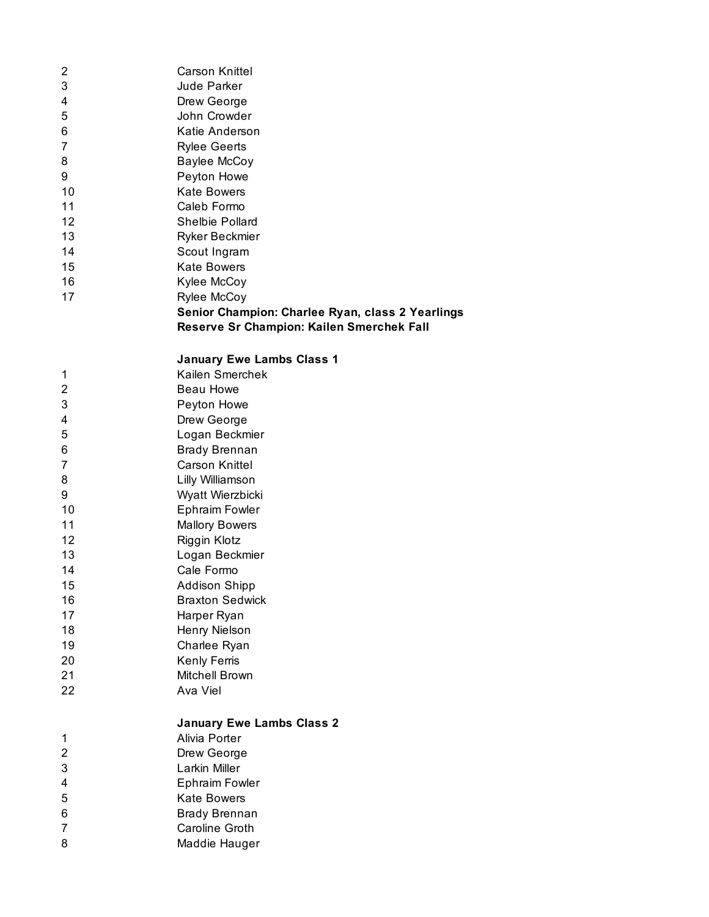| | |
|---|---|
| 2 | Carson Knittel |
| 3 | Jude Parker |
| 4 | Drew George |
| 5 | John Crowder |
| 6 | Katie Anderson |
| 7 | Rylee Geerts |
| 8 | Baylee McCoy |
| 9 | Peyton Howe |
| 10 | Kate Bowers |
| 11 | Caleb Formo |
| 12 | Shelbie Pollard |
| 13 | Ryker Beckmier |
| 14 | Scout Ingram |
| 15 | Kate Bowers |
| 16 | Kylee McCoy |
| 17 | Rylee McCoy |

**Senior Champion: Charlee Ryan, class 2 Yearlings**
**Reserve Sr Champion: Kailen Smerchek Fall**

### January Ewe Lambs Class 1

| | |
|---|---|
| 1 | Kailen Smerchek |
| 2 | Beau Howe |
| 3 | Peyton Howe |
| 4 | Drew George |
| 5 | Logan Beckmier |
| 6 | Brady Brennan |
| 7 | Carson Knittel |
| 8 | Lilly Williamson |
| 9 | Wyatt Wierzbicki |
| 10 | Ephraim Fowler |
| 11 | Mallory Bowers |
| 12 | Riggin Klotz |
| 13 | Logan Beckmier |
| 14 | Cale Formo |
| 15 | Addison Shipp |
| 16 | Braxton Sedwick |
| 17 | Harper Ryan |
| 18 | Henry Nielson |
| 19 | Charlee Ryan |
| 20 | Kenly Ferris |
| 21 | Mitchell Brown |
| 22 | Ava Viel |

### January Ewe Lambs Class 2

| | |
|---|---|
| 1 | Alivia Porter |
| 2 | Drew George |
| 3 | Larkin Miller |
| 4 | Ephraim Fowler |
| 5 | Kate Bowers |
| 6 | Brady Brennan |
| 7 | Caroline Groth |
| 8 | Maddie Hauger |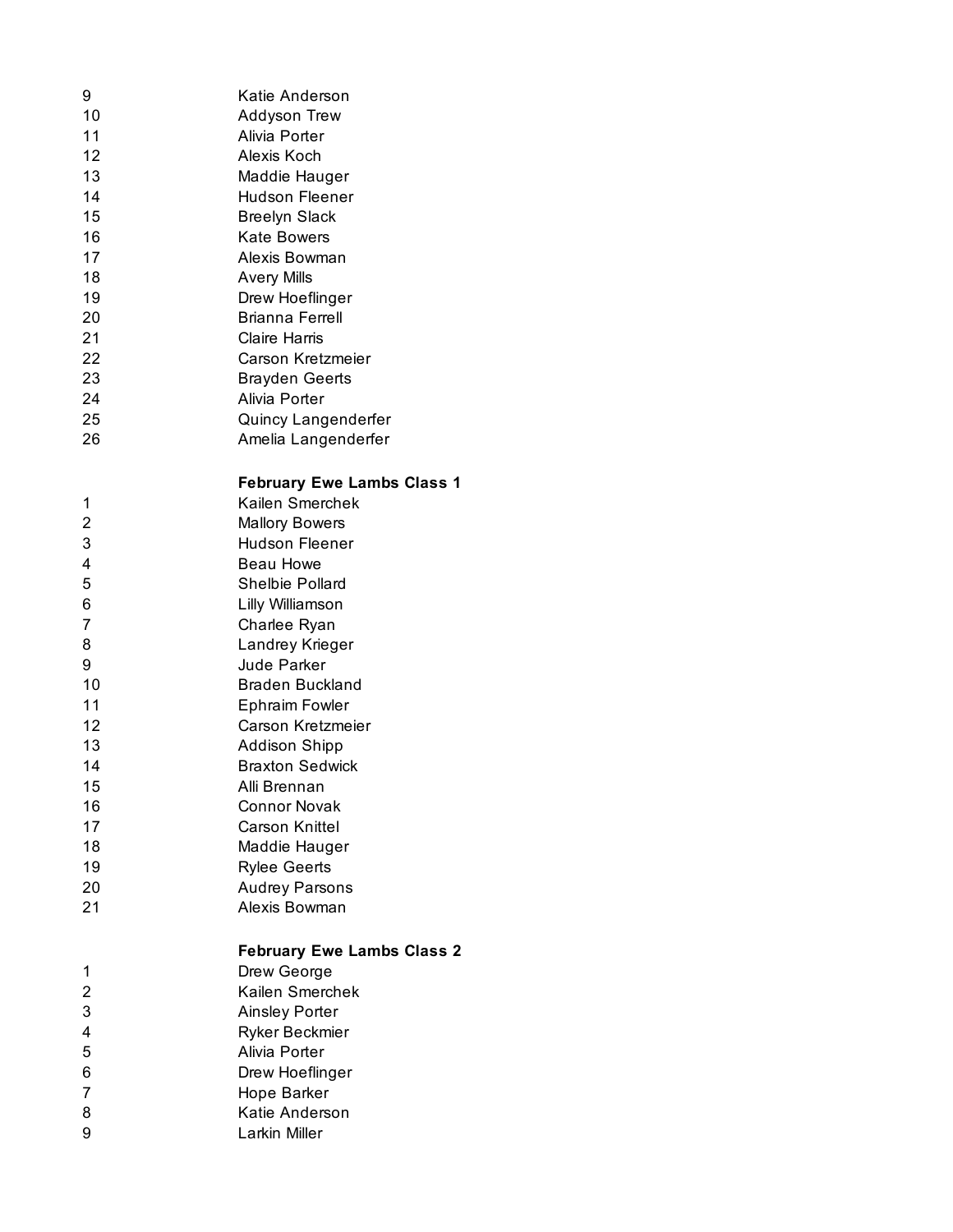| | |
|---|---|
| 9 | Katie Anderson |
| 10 | Addyson Trew |
| 11 | Alivia Porter |
| 12 | Alexis Koch |
| 13 | Maddie Hauger |
| 14 | Hudson Fleener |
| 15 | Breelyn Slack |
| 16 | Kate Bowers |
| 17 | Alexis Bowman |
| 18 | Avery Mills |
| 19 | Drew Hoeflinger |
| 20 | Brianna Ferrell |
| 21 | Claire Harris |
| 22 | Carson Kretzmeier |
| 23 | Brayden Geerts |
| 24 | Alivia Porter |
| 25 | Quincy Langenderfer |
| 26 | Amelia Langenderfer |

**February Ewe Lambs Class 1**

| | |
|---|---|
| 1 | Kailen Smerchek |
| 2 | Mallory Bowers |
| 3 | Hudson Fleener |
| 4 | Beau Howe |
| 5 | Shelbie Pollard |
| 6 | Lilly Williamson |
| 7 | Charlee Ryan |
| 8 | Landrey Krieger |
| 9 | Jude Parker |
| 10 | Braden Buckland |
| 11 | Ephraim Fowler |
| 12 | Carson Kretzmeier |
| 13 | Addison Shipp |
| 14 | Braxton Sedwick |
| 15 | Alli Brennan |
| 16 | Connor Novak |
| 17 | Carson Knittel |
| 18 | Maddie Hauger |
| 19 | Rylee Geerts |
| 20 | Audrey Parsons |
| 21 | Alexis Bowman |

**February Ewe Lambs Class 2**

| | |
|---|---|
| 1 | Drew George |
| 2 | Kailen Smerchek |
| 3 | Ainsley Porter |
| 4 | Ryker Beckmier |
| 5 | Alivia Porter |
| 6 | Drew Hoeflinger |
| 7 | Hope Barker |
| 8 | Katie Anderson |
| 9 | Larkin Miller |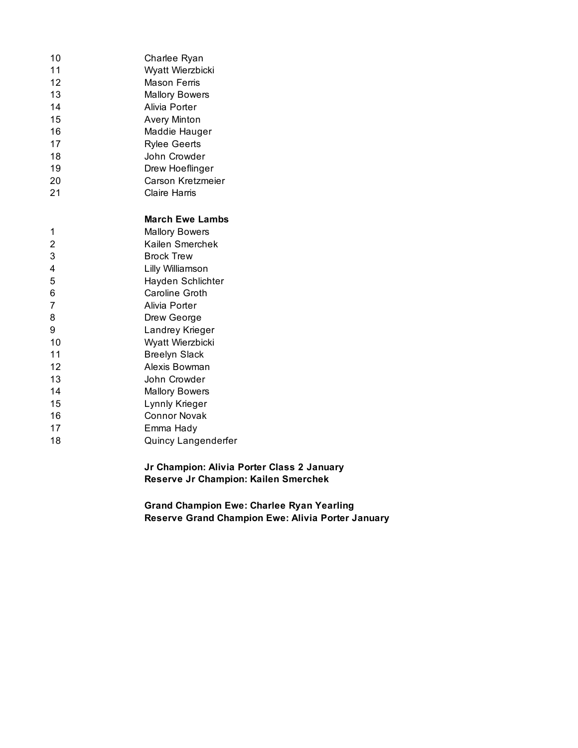| | |
|---|---|
| 10 | Charlee Ryan |
| 11 | Wyatt Wierzbicki |
| 12 | Mason Ferris |
| 13 | Mallory Bowers |
| 14 | Alivia Porter |
| 15 | Avery Minton |
| 16 | Maddie Hauger |
| 17 | Rylee Geerts |
| 18 | John Crowder |
| 19 | Drew Hoeflinger |
| 20 | Carson Kretzmeier |
| 21 | Claire Harris |

**March Ewe Lambs**

| | |
|---|---|
| 1 | Mallory Bowers |
| 2 | Kailen Smerchek |
| 3 | Brock Trew |
| 4 | Lilly Williamson |
| 5 | Hayden Schlichter |
| 6 | Caroline Groth |
| 7 | Alivia Porter |
| 8 | Drew George |
| 9 | Landrey Krieger |
| 10 | Wyatt Wierzbicki |
| 11 | Breelyn Slack |
| 12 | Alexis Bowman |
| 13 | John Crowder |
| 14 | Mallory Bowers |
| 15 | Lynnly Krieger |
| 16 | Connor Novak |
| 17 | Emma Hady |
| 18 | Quincy Langenderfer |

**Jr Champion: Alivia Porter Class 2 January**
**Reserve Jr Champion: Kailen Smerchek**

**Grand Champion Ewe: Charlee Ryan Yearling**
**Reserve Grand Champion Ewe: Alivia Porter January**